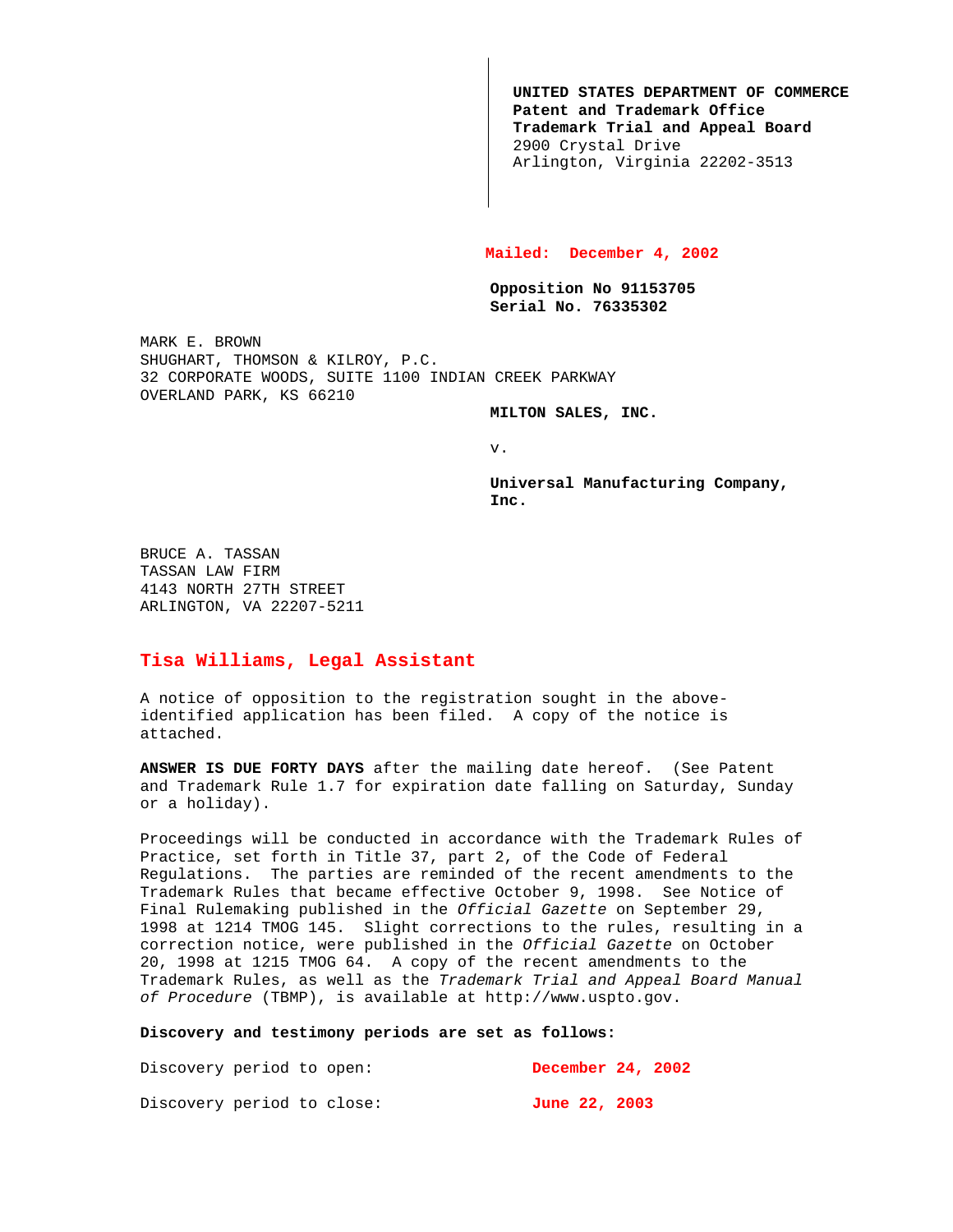**UNITED STATES DEPARTMENT OF COMMERCE**
**Patent and Trademark Office**
**Trademark Trial and Appeal Board**
2900 Crystal Drive
Arlington, Virginia 22202-3513

**Mailed: December 4, 2002**

**Opposition No 91153705**
**Serial No. 76335302**

MARK E. BROWN
SHUGHART, THOMSON & KILROY, P.C.
32 CORPORATE WOODS, SUITE 1100 INDIAN CREEK PARKWAY
OVERLAND PARK, KS 66210

**MILTON SALES, INC.**

v.

**Universal Manufacturing Company, Inc.**

BRUCE A. TASSAN
TASSAN LAW FIRM
4143 NORTH 27TH STREET
ARLINGTON, VA 22207-5211

**Tisa Williams, Legal Assistant**

A notice of opposition to the registration sought in the above-identified application has been filed. A copy of the notice is attached.

**ANSWER IS DUE FORTY DAYS** after the mailing date hereof. (See Patent and Trademark Rule 1.7 for expiration date falling on Saturday, Sunday or a holiday).

Proceedings will be conducted in accordance with the Trademark Rules of Practice, set forth in Title 37, part 2, of the Code of Federal Regulations. The parties are reminded of the recent amendments to the Trademark Rules that became effective October 9, 1998. See Notice of Final Rulemaking published in the *Official Gazette* on September 29, 1998 at 1214 TMOG 145. Slight corrections to the rules, resulting in a correction notice, were published in the *Official Gazette* on October 20, 1998 at 1215 TMOG 64. A copy of the recent amendments to the Trademark Rules, as well as the *Trademark Trial and Appeal Board Manual of Procedure* (TBMP), is available at http://www.uspto.gov.

**Discovery and testimony periods are set as follows:**

Discovery period to open: **December 24, 2002**

Discovery period to close: **June 22, 2003**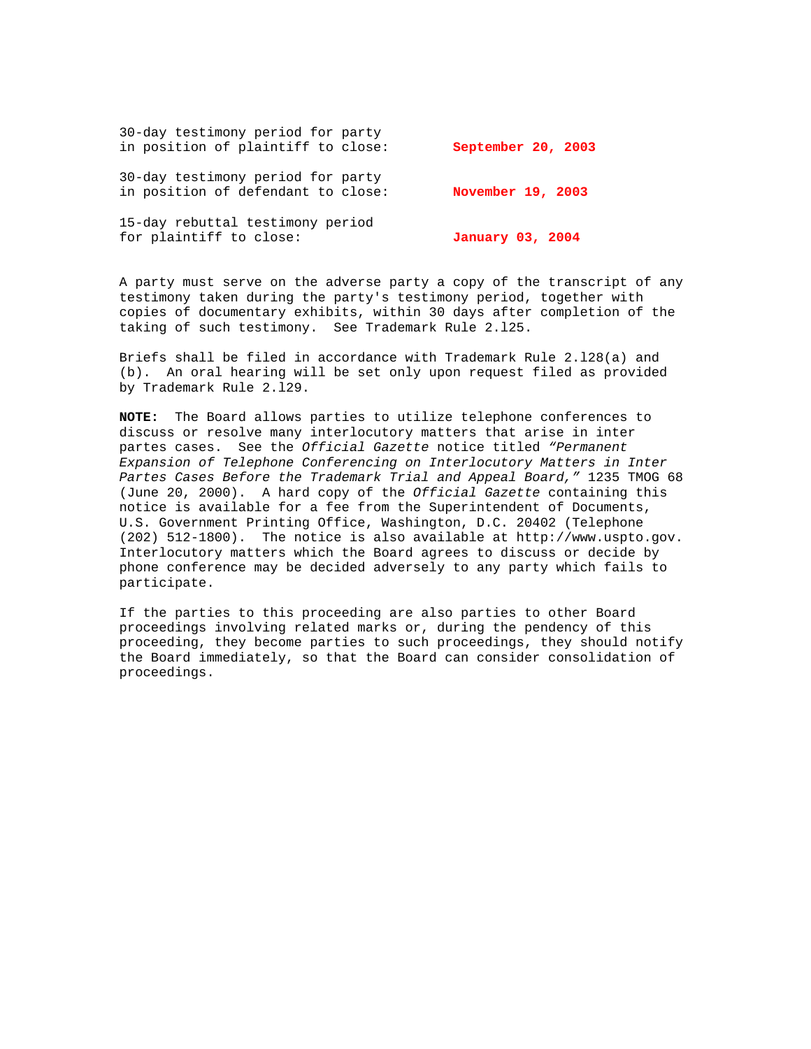| | |
|---|---|
| 30-day testimony period for party in position of plaintiff to close: | **September 20, 2003** |
| 30-day testimony period for party in position of defendant to close: | **November 19, 2003** |
| 15-day rebuttal testimony period for plaintiff to close: | **January 03, 2004** |

A party must serve on the adverse party a copy of the transcript of any testimony taken during the party's testimony period, together with copies of documentary exhibits, within 30 days after completion of the taking of such testimony. See Trademark Rule 2.125.

Briefs shall be filed in accordance with Trademark Rule 2.128(a) and (b). An oral hearing will be set only upon request filed as provided by Trademark Rule 2.129.

**NOTE:** The Board allows parties to utilize telephone conferences to discuss or resolve many interlocutory matters that arise in inter partes cases. See the *Official Gazette* notice titled *"Permanent Expansion of Telephone Conferencing on Interlocutory Matters in Inter Partes Cases Before the Trademark Trial and Appeal Board,"* 1235 TMOG 68 (June 20, 2000). A hard copy of the *Official Gazette* containing this notice is available for a fee from the Superintendent of Documents, U.S. Government Printing Office, Washington, D.C. 20402 (Telephone (202) 512-1800). The notice is also available at http://www.uspto.gov. Interlocutory matters which the Board agrees to discuss or decide by phone conference may be decided adversely to any party which fails to participate.

If the parties to this proceeding are also parties to other Board proceedings involving related marks or, during the pendency of this proceeding, they become parties to such proceedings, they should notify the Board immediately, so that the Board can consider consolidation of proceedings.